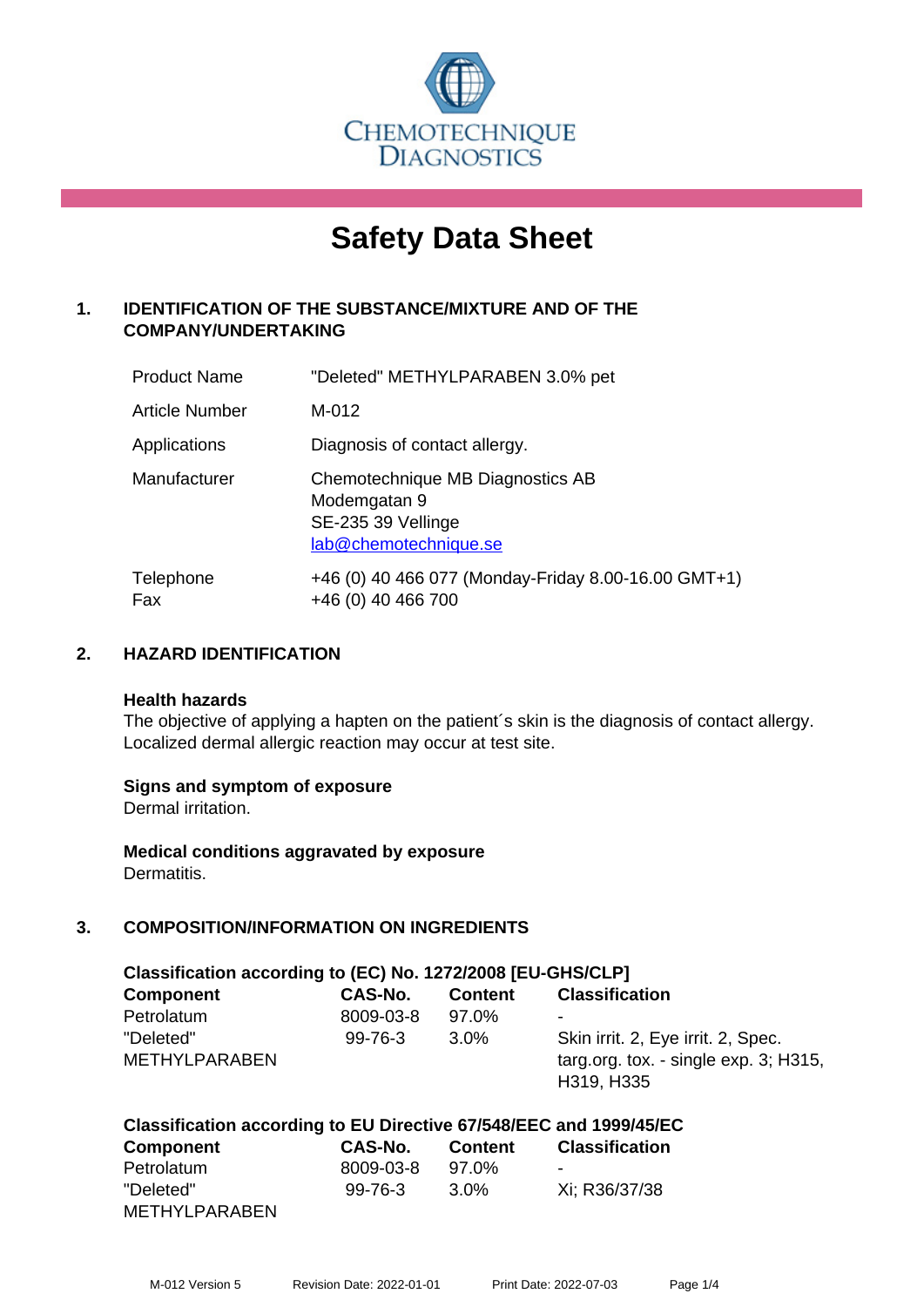CHEMOTECHNIQUE DIAGNOSTICS

# Safety Data Sheet

## 1. IDENTIFICATION OF THE SUBSTANCE/MIXTURE AND OF THE COMPANY/UNDERTAKING

| | |
|---|---|
| Product Name | "Deleted" METHYLPARABEN 3.0% pet |
| Article Number | M-012 |
| Applications | Diagnosis of contact allergy. |
| Manufacturer | Chemotechnique MB Diagnostics AB<br>Modemgatan 9<br>SE-235 39 Vellinge<br>lab@chemotechnique.se |
| Telephone<br>Fax | +46 (0) 40 466 077 (Monday-Friday 8.00-16.00 GMT+1)<br>+46 (0) 40 466 700 |

## 2. HAZARD IDENTIFICATION

**Health hazards**

The objective of applying a hapten on the patient´s skin is the diagnosis of contact allergy. Localized dermal allergic reaction may occur at test site.

**Signs and symptom of exposure**

Dermal irritation.

**Medical conditions aggravated by exposure**

Dermatitis.

## 3. COMPOSITION/INFORMATION ON INGREDIENTS

**Classification according to (EC) No. 1272/2008 [EU-GHS/CLP]**

| Component | CAS-No. | Content | Classification |
|---|---|---|---|
| Petrolatum | 8009-03-8 | 97.0% | - |
| "Deleted" METHYLPARABEN | 99-76-3 | 3.0% | Skin irrit. 2, Eye irrit. 2, Spec. targ.org. tox. - single exp. 3; H315, H319, H335 |

**Classification according to EU Directive 67/548/EEC and 1999/45/EC**

| Component | CAS-No. | Content | Classification |
|---|---|---|---|
| Petrolatum | 8009-03-8 | 97.0% | - |
| "Deleted" METHYLPARABEN | 99-76-3 | 3.0% | Xi; R36/37/38 |

M-012 Version 5 Revision Date: 2022-01-01 Print Date: 2022-07-03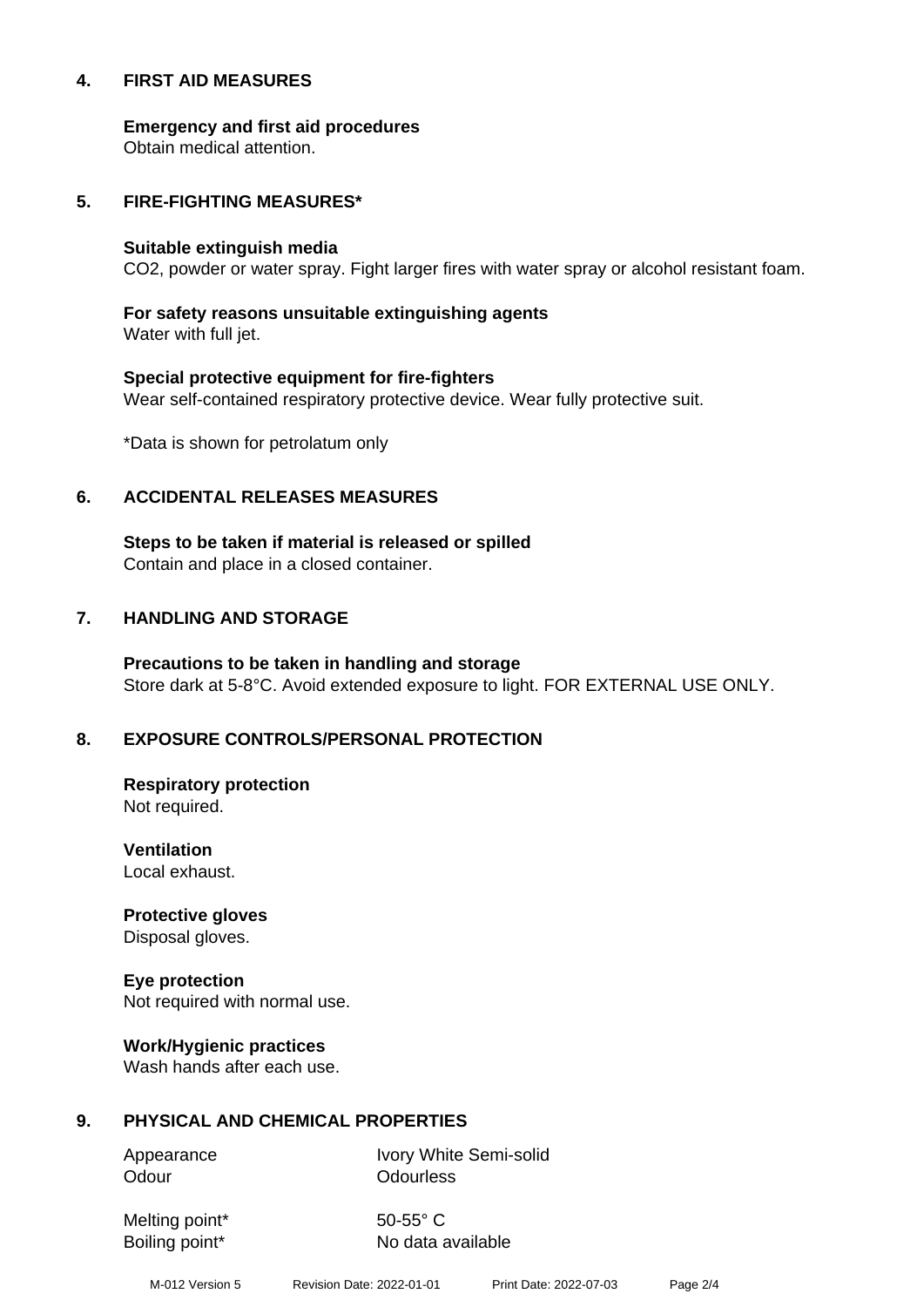## 4. FIRST AID MEASURES

**Emergency and first aid procedures**
Obtain medical attention.

## 5. FIRE-FIGHTING MEASURES*

**Suitable extinguish media**
$CO_2$, powder or water spray. Fight larger fires with water spray or alcohol resistant foam.

**For safety reasons unsuitable extinguishing agents**
Water with full jet.

**Special protective equipment for fire-fighters**
Wear self-contained respiratory protective device. Wear fully protective suit.

*Data is shown for petrolatum only

## 6. ACCIDENTAL RELEASES MEASURES

**Steps to be taken if material is released or spilled**
Contain and place in a closed container.

## 7. HANDLING AND STORAGE

**Precautions to be taken in handling and storage**
Store dark at 5-8°C. Avoid extended exposure to light. FOR EXTERNAL USE ONLY.

## 8. EXPOSURE CONTROLS/PERSONAL PROTECTION

**Respiratory protection**
Not required.

**Ventilation**
Local exhaust.

**Protective gloves**
Disposal gloves.

**Eye protection**
Not required with normal use.

**Work/Hygienic practices**
Wash hands after each use.

## 9. PHYSICAL AND CHEMICAL PROPERTIES

| | |
|---|---|
| Appearance | Ivory White Semi-solid |
| Odour | Odourless |
| Melting point* | 50-55° C |
| Boiling point* | No data available |

M-012 Version 5 Revision Date: 2022-01-01 Print Date: 2022-07-03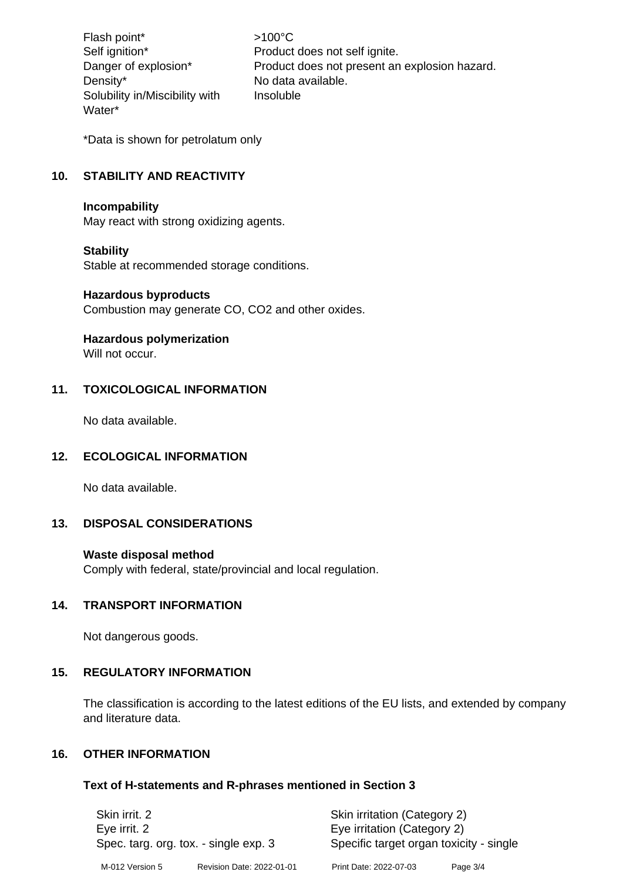| | |
|---|---|
| Flash point* | >100°C |
| Self ignition* | Product does not self ignite. |
| Danger of explosion* | Product does not present an explosion hazard. |
| Density* | No data available. |
| Solubility in/Miscibility with Water* | Insoluble |

*Data is shown for petrolatum only

## 10. STABILITY AND REACTIVITY

**Incompability**
May react with strong oxidizing agents.

**Stability**
Stable at recommended storage conditions.

**Hazardous byproducts**
Combustion may generate CO, $CO_2$ and other oxides.

**Hazardous polymerization**
Will not occur.

## 11. TOXICOLOGICAL INFORMATION

No data available.

## 12. ECOLOGICAL INFORMATION

No data available.

## 13. DISPOSAL CONSIDERATIONS

**Waste disposal method**
Comply with federal, state/provincial and local regulation.

## 14. TRANSPORT INFORMATION

Not dangerous goods.

## 15. REGULATORY INFORMATION

The classification is according to the latest editions of the EU lists, and extended by company and literature data.

## 16. OTHER INFORMATION

### Text of H-statements and R-phrases mentioned in Section 3

| | |
|---|---|
| Skin irrit. 2 | Skin irritation (Category 2) |
| Eye irrit. 2 | Eye irritation (Category 2) |
| Spec. targ. org. tox. - single exp. 3 | Specific target organ toxicity - single |

M-012 Version 5 Revision Date: 2022-01-01 Print Date: 2022-07-03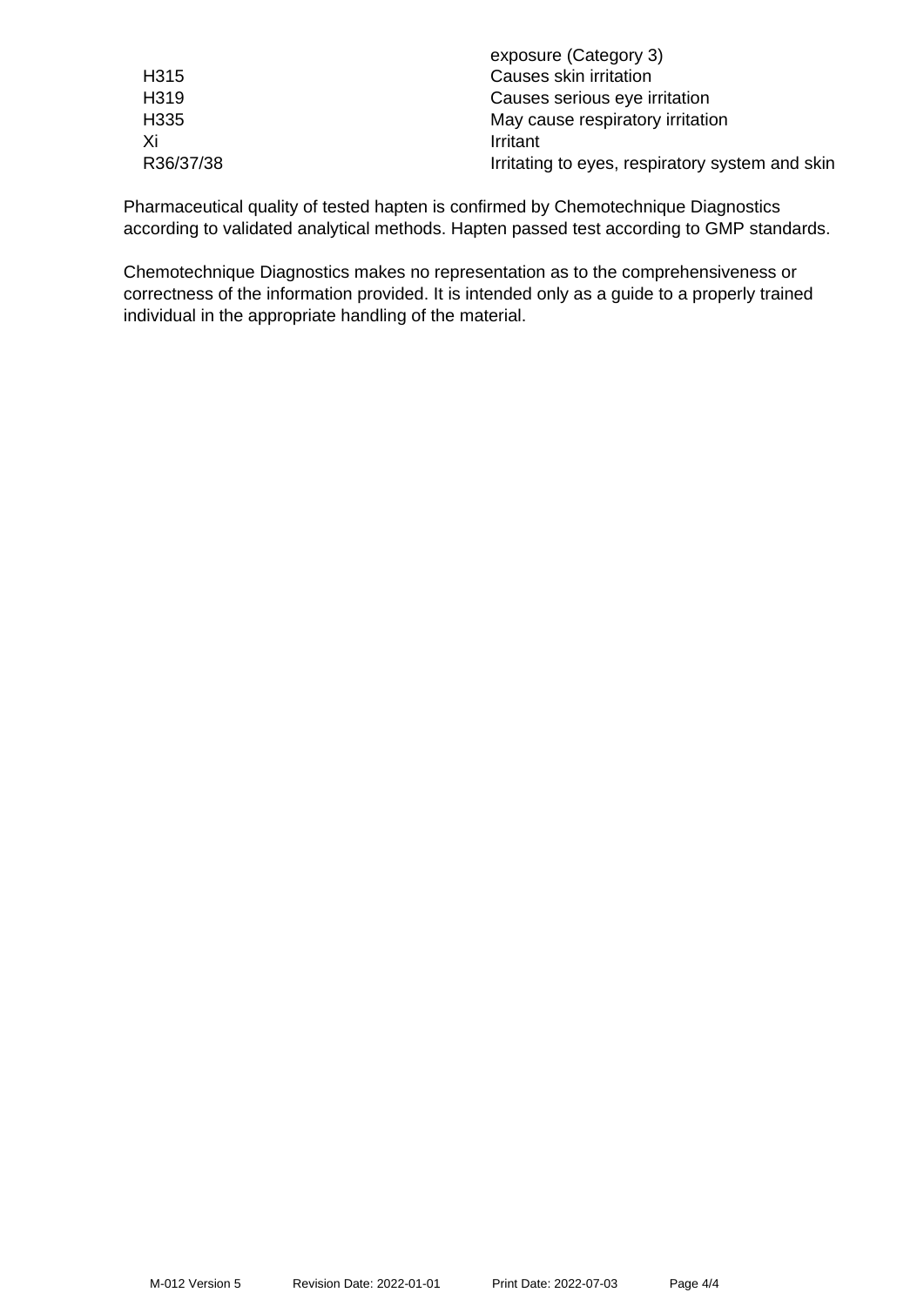| | |
|---|---|
| | exposure (Category 3) |
| H315 | Causes skin irritation |
| H319 | Causes serious eye irritation |
| H335 | May cause respiratory irritation |
| Xi | Irritant |
| R36/37/38 | Irritating to eyes, respiratory system and skin |

Pharmaceutical quality of tested hapten is confirmed by Chemotechnique Diagnostics according to validated analytical methods. Hapten passed test according to GMP standards.

Chemotechnique Diagnostics makes no representation as to the comprehensiveness or correctness of the information provided. It is intended only as a guide to a properly trained individual in the appropriate handling of the material.

M-012 Version 5 Revision Date: 2022-01-01 Print Date: 2022-07-03